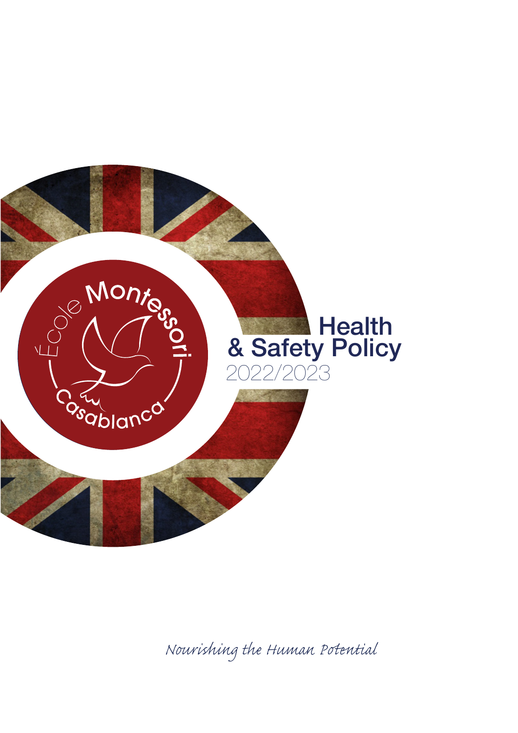École Montessori Casablanca

# Health & Safety Policy

2022/2023

*Nourishing the Human Potential*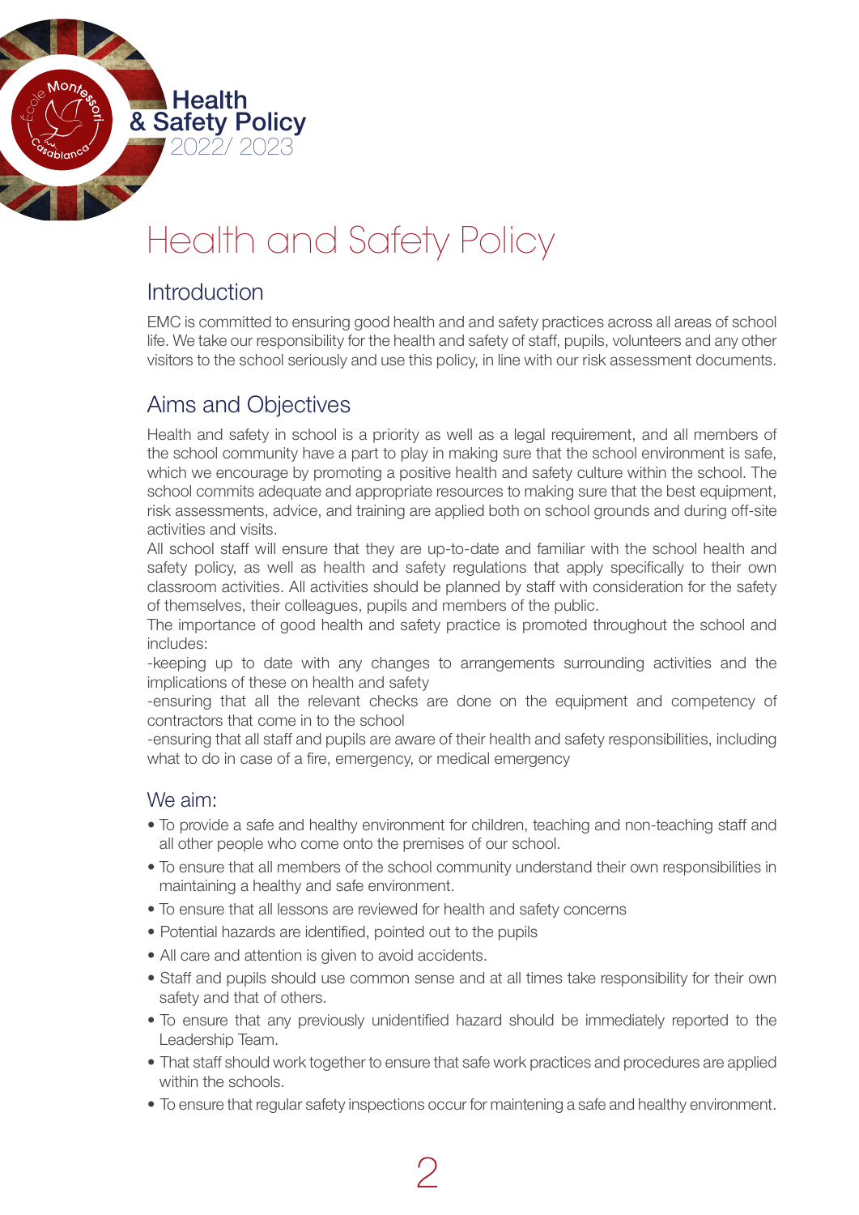# Health and Safety Policy

## Introduction

EMC is committed to ensuring good health and and safety practices across all areas of school life. We take our responsibility for the health and safety of staff, pupils, volunteers and any other visitors to the school seriously and use this policy, in line with our risk assessment documents.

## Aims and Objectives

Health and safety in school is a priority as well as a legal requirement, and all members of the school community have a part to play in making sure that the school environment is safe, which we encourage by promoting a positive health and safety culture within the school. The school commits adequate and appropriate resources to making sure that the best equipment, risk assessments, advice, and training are applied both on school grounds and during off-site activities and visits.

All school staff will ensure that they are up-to-date and familiar with the school health and safety policy, as well as health and safety regulations that apply specifically to their own classroom activities. All activities should be planned by staff with consideration for the safety of themselves, their colleagues, pupils and members of the public.

The importance of good health and safety practice is promoted throughout the school and includes:

-keeping up to date with any changes to arrangements surrounding activities and the implications of these on health and safety

-ensuring that all the relevant checks are done on the equipment and competency of contractors that come in to the school

-ensuring that all staff and pupils are aware of their health and safety responsibilities, including what to do in case of a fire, emergency, or medical emergency

### We aim:

- To provide a safe and healthy environment for children, teaching and non-teaching staff and all other people who come onto the premises of our school.
- To ensure that all members of the school community understand their own responsibilities in maintaining a healthy and safe environment.
- To ensure that all lessons are reviewed for health and safety concerns
- Potential hazards are identified, pointed out to the pupils
- All care and attention is given to avoid accidents.
- Staff and pupils should use common sense and at all times take responsibility for their own safety and that of others.
- To ensure that any previously unidentified hazard should be immediately reported to the Leadership Team.
- That staff should work together to ensure that safe work practices and procedures are applied within the schools.
- To ensure that regular safety inspections occur for maintening a safe and healthy environment.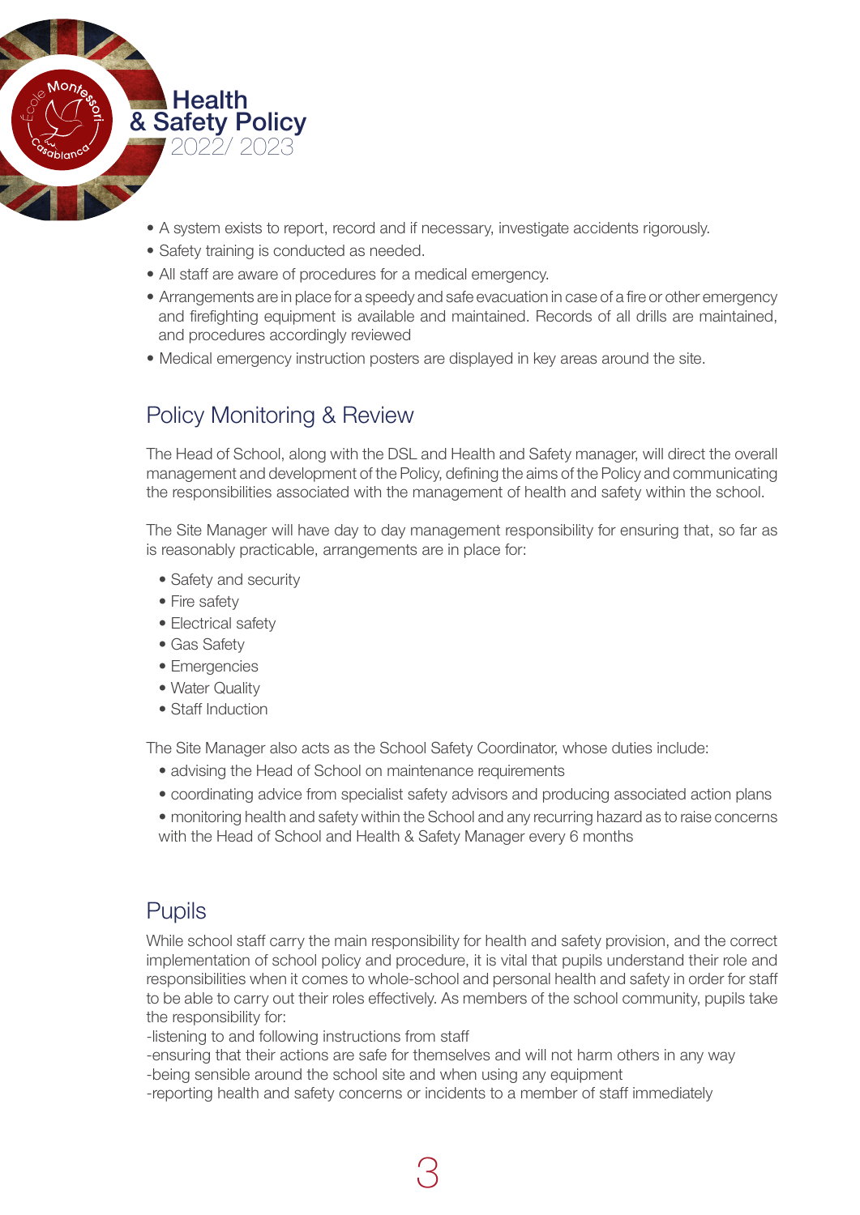- A system exists to report, record and if necessary, investigate accidents rigorously.
- Safety training is conducted as needed.
- All staff are aware of procedures for a medical emergency.
- Arrangements are in place for a speedy and safe evacuation in case of a fire or other emergency and firefighting equipment is available and maintained. Records of all drills are maintained, and procedures accordingly reviewed
- Medical emergency instruction posters are displayed in key areas around the site.

## Policy Monitoring & Review

The Head of School, along with the DSL and Health and Safety manager, will direct the overall management and development of the Policy, defining the aims of the Policy and communicating the responsibilities associated with the management of health and safety within the school.

The Site Manager will have day to day management responsibility for ensuring that, so far as is reasonably practicable, arrangements are in place for:

- Safety and security
- Fire safety
- Electrical safety
- Gas Safety
- Emergencies
- Water Quality
- Staff Induction

The Site Manager also acts as the School Safety Coordinator, whose duties include:

- advising the Head of School on maintenance requirements
- coordinating advice from specialist safety advisors and producing associated action plans
- monitoring health and safety within the School and any recurring hazard as to raise concerns with the Head of School and Health & Safety Manager every 6 months

## Pupils

While school staff carry the main responsibility for health and safety provision, and the correct implementation of school policy and procedure, it is vital that pupils understand their role and responsibilities when it comes to whole-school and personal health and safety in order for staff to be able to carry out their roles effectively. As members of the school community, pupils take the responsibility for:

-listening to and following instructions from staff
-ensuring that their actions are safe for themselves and will not harm others in any way
-being sensible around the school site and when using any equipment
-reporting health and safety concerns or incidents to a member of staff immediately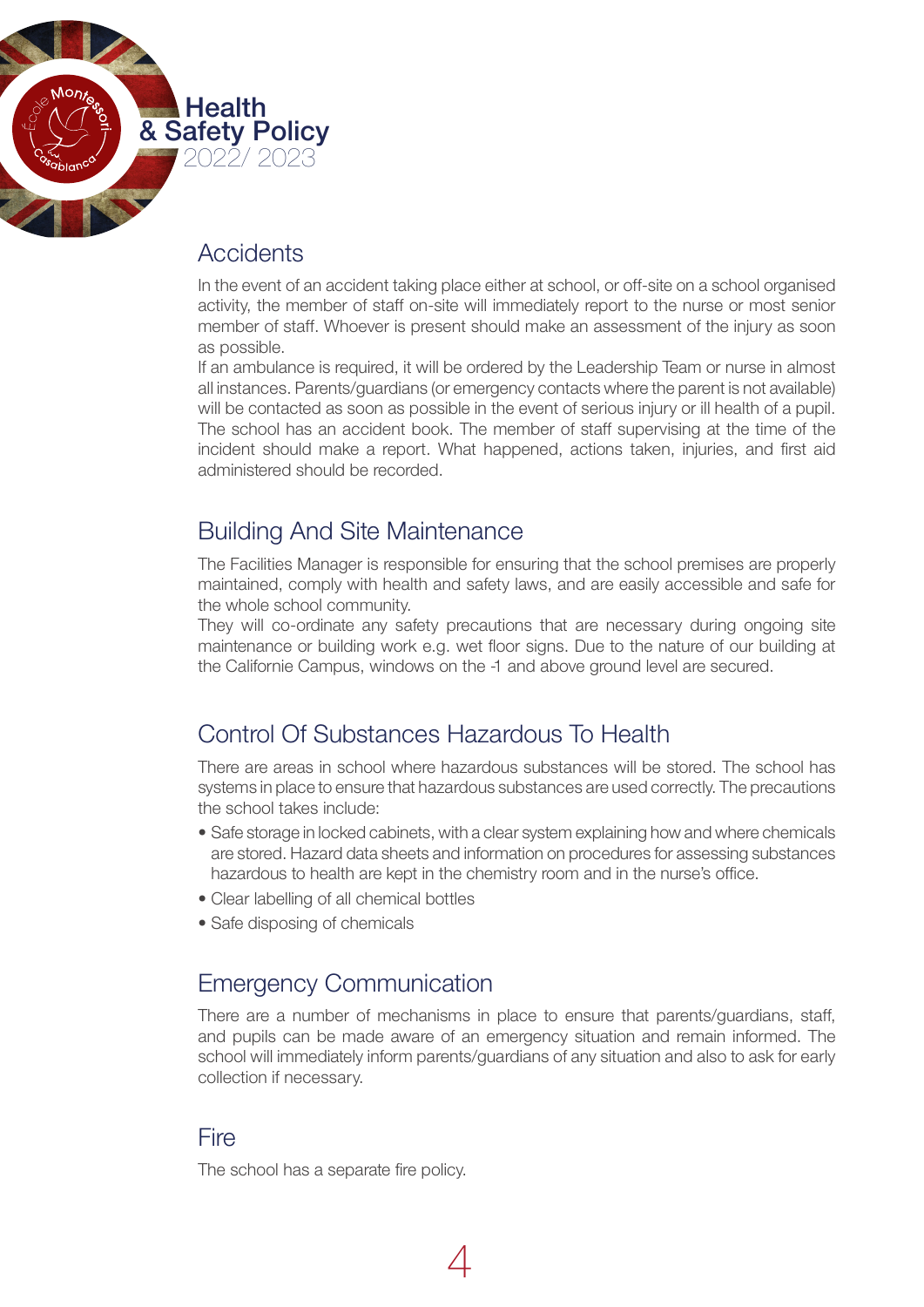## Accidents

In the event of an accident taking place either at school, or off-site on a school organised activity, the member of staff on-site will immediately report to the nurse or most senior member of staff. Whoever is present should make an assessment of the injury as soon as possible.

If an ambulance is required, it will be ordered by the Leadership Team or nurse in almost all instances. Parents/guardians (or emergency contacts where the parent is not available) will be contacted as soon as possible in the event of serious injury or ill health of a pupil. The school has an accident book. The member of staff supervising at the time of the incident should make a report. What happened, actions taken, injuries, and first aid administered should be recorded.

## Building And Site Maintenance

The Facilities Manager is responsible for ensuring that the school premises are properly maintained, comply with health and safety laws, and are easily accessible and safe for the whole school community.

They will co-ordinate any safety precautions that are necessary during ongoing site maintenance or building work e.g. wet floor signs. Due to the nature of our building at the Californie Campus, windows on the -1 and above ground level are secured.

## Control Of Substances Hazardous To Health

There are areas in school where hazardous substances will be stored. The school has systems in place to ensure that hazardous substances are used correctly. The precautions the school takes include:

- Safe storage in locked cabinets, with a clear system explaining how and where chemicals are stored. Hazard data sheets and information on procedures for assessing substances hazardous to health are kept in the chemistry room and in the nurse's office.
- Clear labelling of all chemical bottles
- Safe disposing of chemicals

## Emergency Communication

There are a number of mechanisms in place to ensure that parents/guardians, staff, and pupils can be made aware of an emergency situation and remain informed. The school will immediately inform parents/guardians of any situation and also to ask for early collection if necessary.

## Fire

The school has a separate fire policy.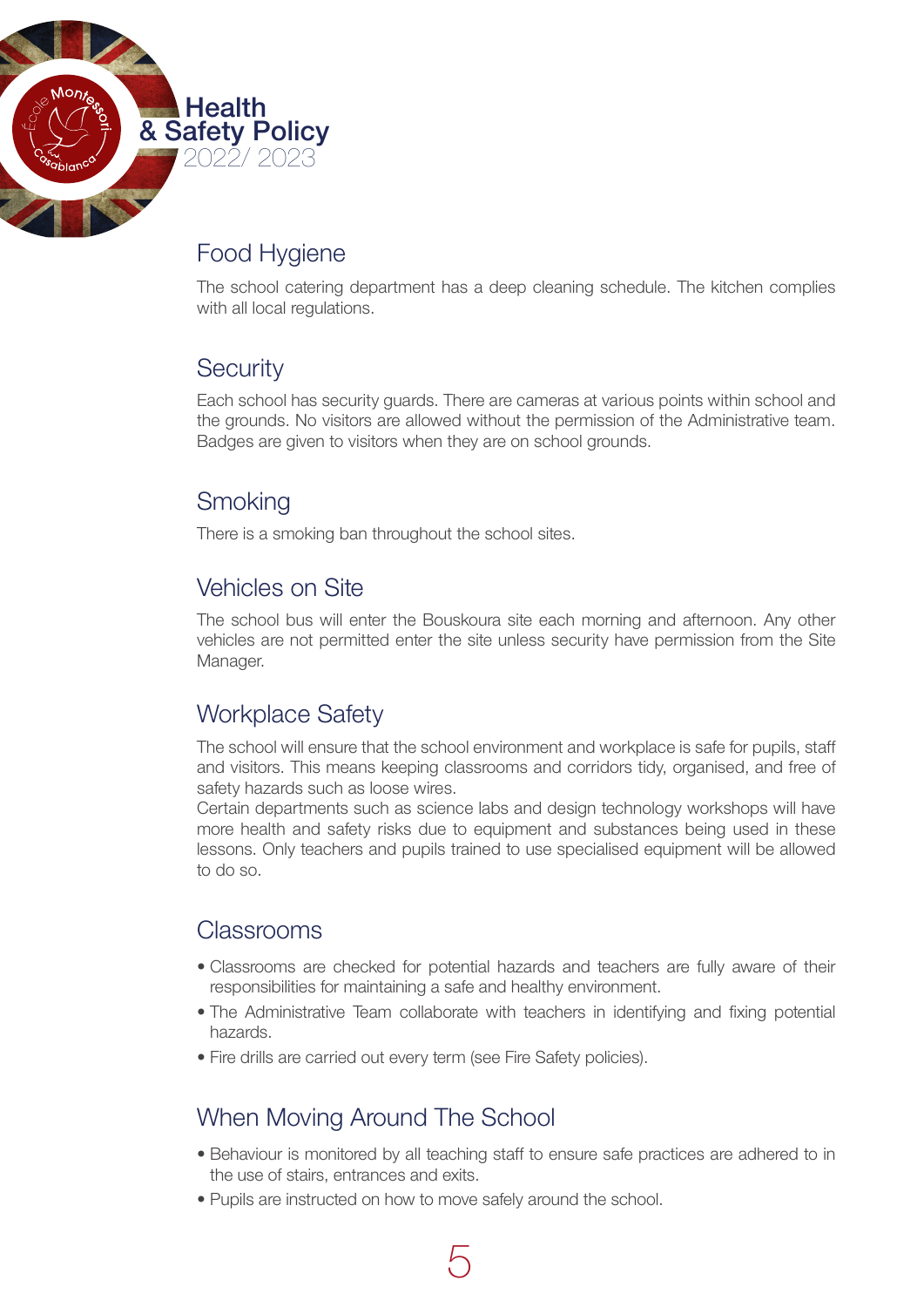## Food Hygiene

The school catering department has a deep cleaning schedule. The kitchen complies with all local regulations.

## Security

Each school has security guards. There are cameras at various points within school and the grounds. No visitors are allowed without the permission of the Administrative team. Badges are given to visitors when they are on school grounds.

## Smoking

There is a smoking ban throughout the school sites.

## Vehicles on Site

The school bus will enter the Bouskoura site each morning and afternoon. Any other vehicles are not permitted enter the site unless security have permission from the Site Manager.

## Workplace Safety

The school will ensure that the school environment and workplace is safe for pupils, staff and visitors. This means keeping classrooms and corridors tidy, organised, and free of safety hazards such as loose wires.
Certain departments such as science labs and design technology workshops will have more health and safety risks due to equipment and substances being used in these lessons. Only teachers and pupils trained to use specialised equipment will be allowed to do so.

## Classrooms

- Classrooms are checked for potential hazards and teachers are fully aware of their responsibilities for maintaining a safe and healthy environment.
- The Administrative Team collaborate with teachers in identifying and fixing potential hazards.
- Fire drills are carried out every term (see Fire Safety policies).

## When Moving Around The School

- Behaviour is monitored by all teaching staff to ensure safe practices are adhered to in the use of stairs, entrances and exits.
- Pupils are instructed on how to move safely around the school.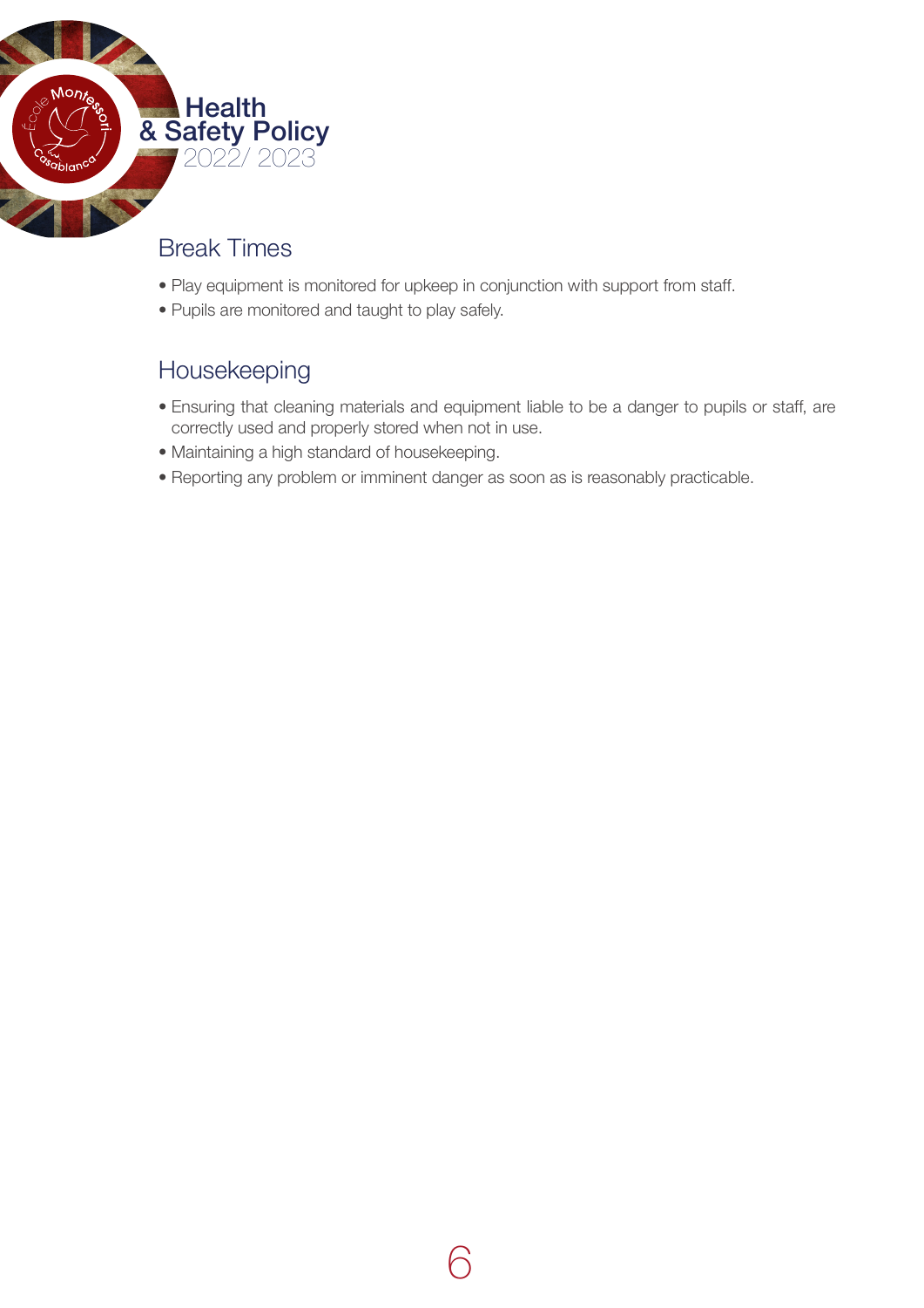## Break Times

- Play equipment is monitored for upkeep in conjunction with support from staff.
- Pupils are monitored and taught to play safely.

## Housekeeping

- Ensuring that cleaning materials and equipment liable to be a danger to pupils or staff, are correctly used and properly stored when not in use.
- Maintaining a high standard of housekeeping.
- Reporting any problem or imminent danger as soon as is reasonably practicable.